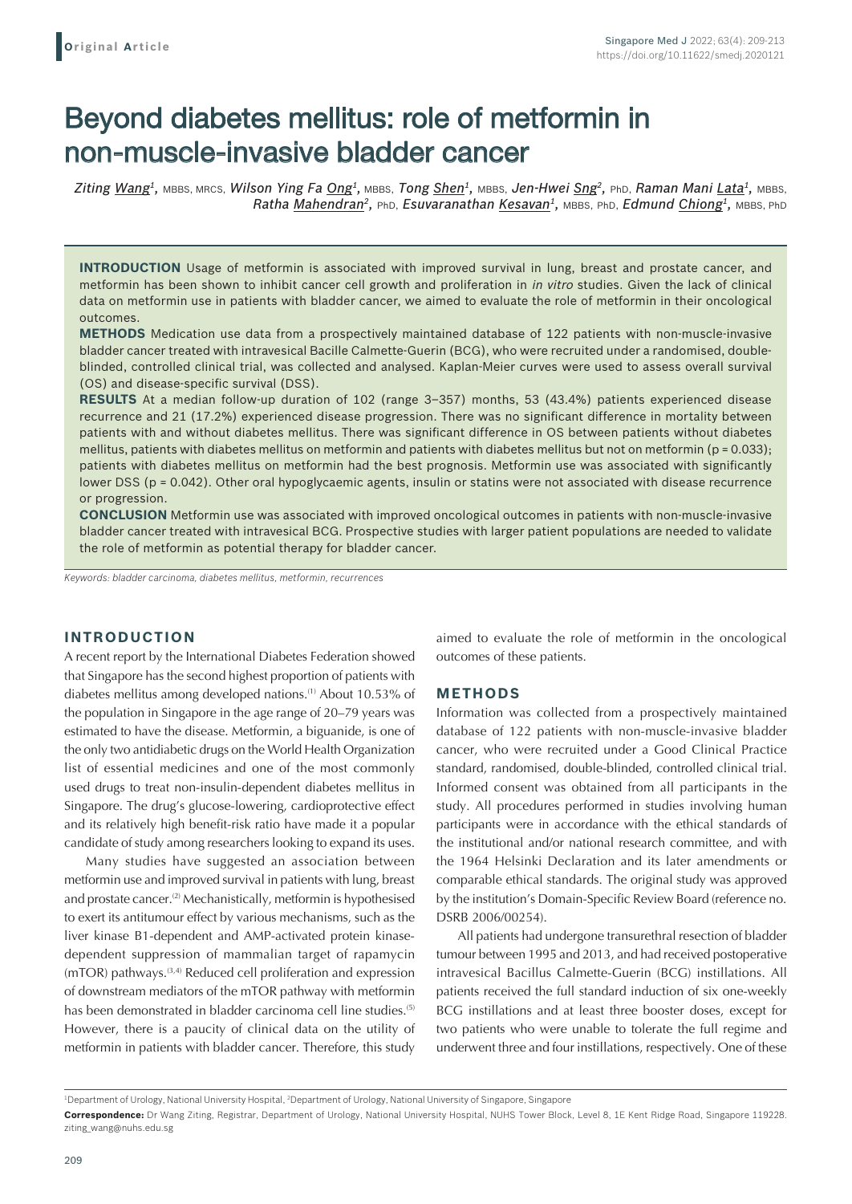Original Article

# Beyond diabetes mellitus: role of metformin in non-muscle-invasive bladder cancer

*Ziting Wang*[1], MBBS, MRCS, *Wilson Ying Fa Ong*[1], MBBS, *Tong Shen*[1], MBBS, *Jen-Hwei Sng*[2], PhD, *Raman Mani Lata*[1], MBBS, *Ratha Mahendran*[2], PhD, *Esuvaranathan Kesavan*[1], MBBS, PhD, *Edmund Chiong*[1], MBBS, PhD

**INTRODUCTION** Usage of metformin is associated with improved survival in lung, breast and prostate cancer, and metformin has been shown to inhibit cancer cell growth and proliferation in *in vitro* studies. Given the lack of clinical data on metformin use in patients with bladder cancer, we aimed to evaluate the role of metformin in their oncological outcomes.

**METHODS** Medication use data from a prospectively maintained database of 122 patients with non-muscle-invasive bladder cancer treated with intravesical Bacille Calmette-Guerin (BCG), who were recruited under a randomised, double-blinded, controlled clinical trial, was collected and analysed. Kaplan-Meier curves were used to assess overall survival (OS) and disease-specific survival (DSS).

**RESULTS** At a median follow-up duration of 102 (range 3–357) months, 53 (43.4%) patients experienced disease recurrence and 21 (17.2%) experienced disease progression. There was no significant difference in mortality between patients with and without diabetes mellitus. There was significant difference in OS between patients without diabetes mellitus, patients with diabetes mellitus on metformin and patients with diabetes mellitus but not on metformin ($p = 0.033$); patients with diabetes mellitus on metformin had the best prognosis. Metformin use was associated with significantly lower DSS ($p = 0.042$). Other oral hypoglycaemic agents, insulin or statins were not associated with disease recurrence or progression.

**CONCLUSION** Metformin use was associated with improved oncological outcomes in patients with non-muscle-invasive bladder cancer treated with intravesical BCG. Prospective studies with larger patient populations are needed to validate the role of metformin as potential therapy for bladder cancer.

*Keywords: bladder carcinoma, diabetes mellitus, metformin, recurrences*

## INTRODUCTION

A recent report by the International Diabetes Federation showed that Singapore has the second highest proportion of patients with diabetes mellitus among developed nations.[1] About 10.53% of the population in Singapore in the age range of 20–79 years was estimated to have the disease. Metformin, a biguanide, is one of the only two antidiabetic drugs on the World Health Organization list of essential medicines and one of the most commonly used drugs to treat non-insulin-dependent diabetes mellitus in Singapore. The drug's glucose-lowering, cardioprotective effect and its relatively high benefit-risk ratio have made it a popular candidate of study among researchers looking to expand its uses.

Many studies have suggested an association between metformin use and improved survival in patients with lung, breast and prostate cancer.[2] Mechanistically, metformin is hypothesised to exert its antitumour effect by various mechanisms, such as the liver kinase B1-dependent and AMP-activated protein kinase-dependent suppression of mammalian target of rapamycin (mTOR) pathways.[3,4] Reduced cell proliferation and expression of downstream mediators of the mTOR pathway with metformin has been demonstrated in bladder carcinoma cell line studies.[5] However, there is a paucity of clinical data on the utility of metformin in patients with bladder cancer. Therefore, this study aimed to evaluate the role of metformin in the oncological outcomes of these patients.

## METHODS

Information was collected from a prospectively maintained database of 122 patients with non-muscle-invasive bladder cancer, who were recruited under a Good Clinical Practice standard, randomised, double-blinded, controlled clinical trial. Informed consent was obtained from all participants in the study. All procedures performed in studies involving human participants were in accordance with the ethical standards of the institutional and/or national research committee, and with the 1964 Helsinki Declaration and its later amendments or comparable ethical standards. The original study was approved by the institution's Domain-Specific Review Board (reference no. DSRB 2006/00254).

All patients had undergone transurethral resection of bladder tumour between 1995 and 2013, and had received postoperative intravesical Bacillus Calmette-Guerin (BCG) instillations. All patients received the full standard induction of six one-weekly BCG instillations and at least three booster doses, except for two patients who were unable to tolerate the full regime and underwent three and four instillations, respectively. One of these

[1]Department of Urology, National University Hospital, [2]Department of Urology, National University of Singapore, Singapore

**Correspondence:** Dr Wang Ziting, Registrar, Department of Urology, National University Hospital, NUHS Tower Block, Level 8, 1E Kent Ridge Road, Singapore 119228. ziting_wang@nuhs.edu.sg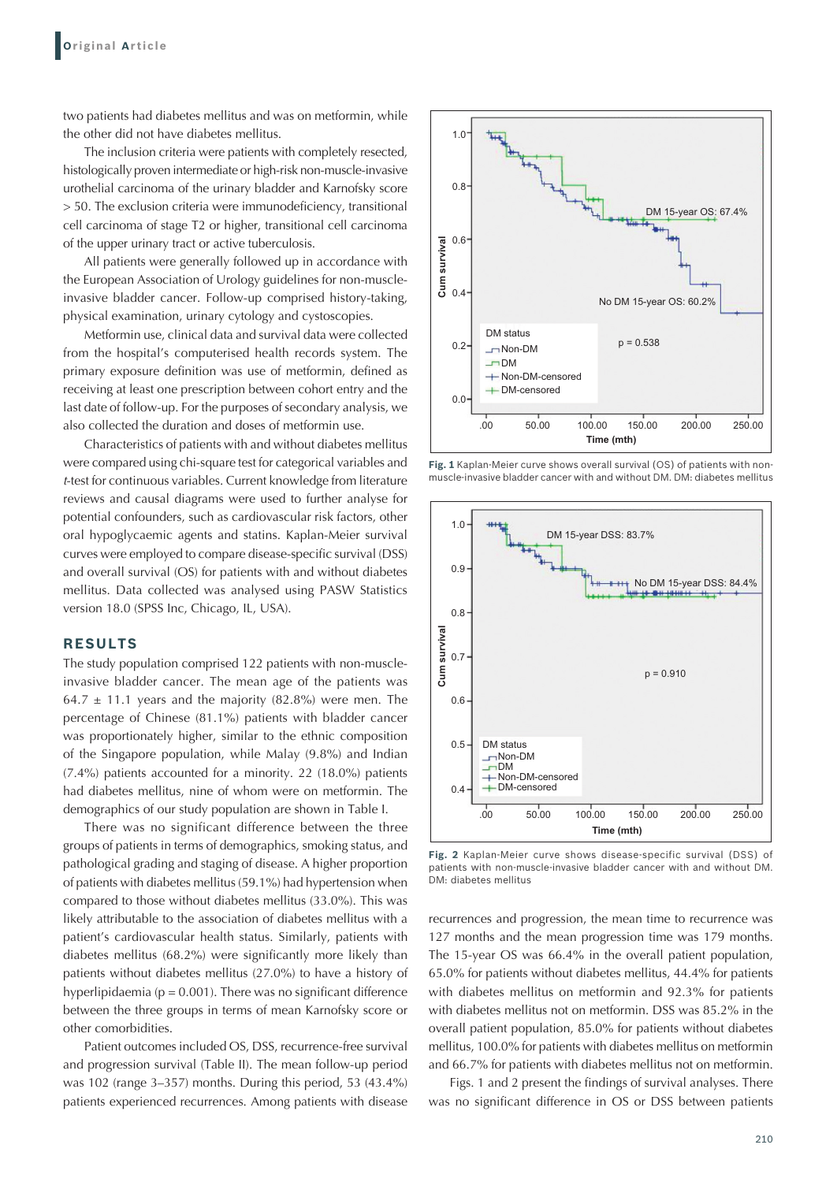two patients had diabetes mellitus and was on metformin, while the other did not have diabetes mellitus.

The inclusion criteria were patients with completely resected, histologically proven intermediate or high-risk non-muscle-invasive urothelial carcinoma of the urinary bladder and Karnofsky score > 50. The exclusion criteria were immunodeficiency, transitional cell carcinoma of stage T2 or higher, transitional cell carcinoma of the upper urinary tract or active tuberculosis.

All patients were generally followed up in accordance with the European Association of Urology guidelines for non-muscle-invasive bladder cancer. Follow-up comprised history-taking, physical examination, urinary cytology and cystoscopies.

Metformin use, clinical data and survival data were collected from the hospital's computerised health records system. The primary exposure definition was use of metformin, defined as receiving at least one prescription between cohort entry and the last date of follow-up. For the purposes of secondary analysis, we also collected the duration and doses of metformin use.

Characteristics of patients with and without diabetes mellitus were compared using chi-square test for categorical variables and *t*-test for continuous variables. Current knowledge from literature reviews and causal diagrams were used to further analyse for potential confounders, such as cardiovascular risk factors, other oral hypoglycaemic agents and statins. Kaplan-Meier survival curves were employed to compare disease-specific survival (DSS) and overall survival (OS) for patients with and without diabetes mellitus. Data collected was analysed using PASW Statistics version 18.0 (SPSS Inc, Chicago, IL, USA).

## RESULTS

The study population comprised 122 patients with non-muscle-invasive bladder cancer. The mean age of the patients was 64.7 ± 11.1 years and the majority (82.8%) were men. The percentage of Chinese (81.1%) patients with bladder cancer was proportionately higher, similar to the ethnic composition of the Singapore population, while Malay (9.8%) and Indian (7.4%) patients accounted for a minority. 22 (18.0%) patients had diabetes mellitus, nine of whom were on metformin. The demographics of our study population are shown in Table I.

There was no significant difference between the three groups of patients in terms of demographics, smoking status, and pathological grading and staging of disease. A higher proportion of patients with diabetes mellitus (59.1%) had hypertension when compared to those without diabetes mellitus (33.0%). This was likely attributable to the association of diabetes mellitus with a patient's cardiovascular health status. Similarly, patients with diabetes mellitus (68.2%) were significantly more likely than patients without diabetes mellitus (27.0%) to have a history of hyperlipidaemia ($p = 0.001$). There was no significant difference between the three groups in terms of mean Karnofsky score or other comorbidities.

Patient outcomes included OS, DSS, recurrence-free survival and progression survival (Table II). The mean follow-up period was 102 (range 3–357) months. During this period, 53 (43.4%) patients experienced recurrences. Among patients with disease recurrences and progression, the mean time to recurrence was 127 months and the mean progression time was 179 months. The 15-year OS was 66.4% in the overall patient population, 65.0% for patients without diabetes mellitus, 44.4% for patients with diabetes mellitus on metformin and 92.3% for patients with diabetes mellitus not on metformin. DSS was 85.2% in the overall patient population, 85.0% for patients without diabetes mellitus, 100.0% for patients with diabetes mellitus on metformin and 66.7% for patients with diabetes mellitus not on metformin.

Figs. 1 and 2 present the findings of survival analyses. There was no significant difference in OS or DSS between patients

**Fig. 1** Kaplan-Meier curve shows overall survival (OS) of patients with non-muscle-invasive bladder cancer with and without DM. DM: diabetes mellitus

**Fig. 2** Kaplan-Meier curve shows disease-specific survival (DSS) of patients with non-muscle-invasive bladder cancer with and without DM. DM: diabetes mellitus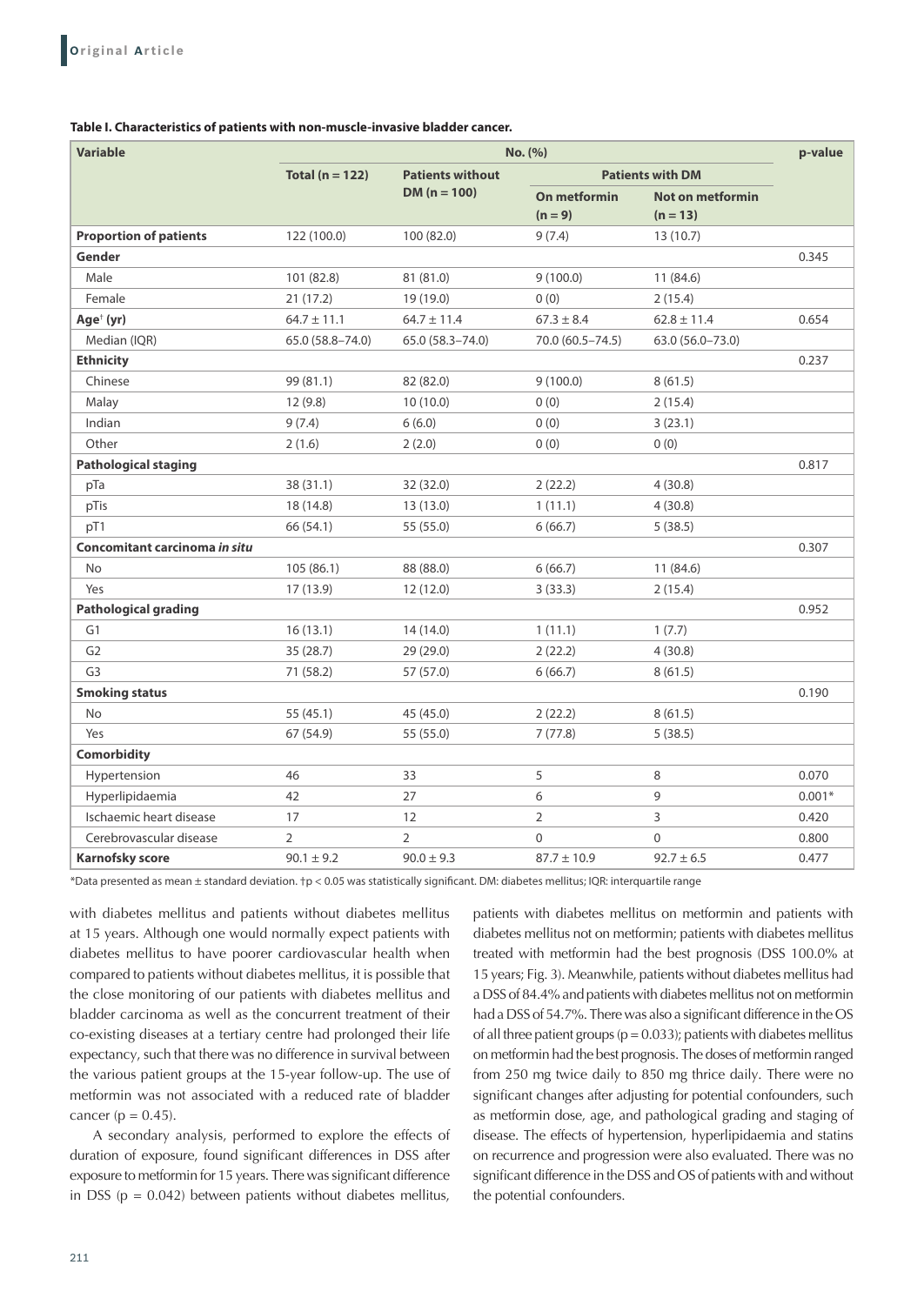**Table I. Characteristics of patients with non-muscle-invasive bladder cancer.**

| Variable | No. (%) | | | | p-value |
|---|---|---|---|---|---|
| | Total (n = 122) | Patients without DM (n = 100) | Patients with DM | | |
| | | | On metformin (n = 9) | Not on metformin (n = 13) | |
| **Proportion of patients** | 122 (100.0) | 100 (82.0) | 9 (7.4) | 13 (10.7) | |
| **Gender** | | | | | 0.345 |
| Male | 101 (82.8) | 81 (81.0) | 9 (100.0) | 11 (84.6) | |
| Female | 21 (17.2) | 19 (19.0) | 0 (0) | 2 (15.4) | |
| **Age**† **(yr)** | 64.7 ± 11.1 | 64.7 ± 11.4 | 67.3 ± 8.4 | 62.8 ± 11.4 | 0.654 |
| Median (IQR) | 65.0 (58.8–74.0) | 65.0 (58.3–74.0) | 70.0 (60.5–74.5) | 63.0 (56.0–73.0) | |
| **Ethnicity** | | | | | 0.237 |
| Chinese | 99 (81.1) | 82 (82.0) | 9 (100.0) | 8 (61.5) | |
| Malay | 12 (9.8) | 10 (10.0) | 0 (0) | 2 (15.4) | |
| Indian | 9 (7.4) | 6 (6.0) | 0 (0) | 3 (23.1) | |
| Other | 2 (1.6) | 2 (2.0) | 0 (0) | 0 (0) | |
| **Pathological staging** | | | | | 0.817 |
| pTa | 38 (31.1) | 32 (32.0) | 2 (22.2) | 4 (30.8) | |
| pTis | 18 (14.8) | 13 (13.0) | 1 (11.1) | 4 (30.8) | |
| pT1 | 66 (54.1) | 55 (55.0) | 6 (66.7) | 5 (38.5) | |
| **Concomitant carcinoma *in situ*** | | | | | 0.307 |
| No | 105 (86.1) | 88 (88.0) | 6 (66.7) | 11 (84.6) | |
| Yes | 17 (13.9) | 12 (12.0) | 3 (33.3) | 2 (15.4) | |
| **Pathological grading** | | | | | 0.952 |
| G1 | 16 (13.1) | 14 (14.0) | 1 (11.1) | 1 (7.7) | |
| G2 | 35 (28.7) | 29 (29.0) | 2 (22.2) | 4 (30.8) | |
| G3 | 71 (58.2) | 57 (57.0) | 6 (66.7) | 8 (61.5) | |
| **Smoking status** | | | | | 0.190 |
| No | 55 (45.1) | 45 (45.0) | 2 (22.2) | 8 (61.5) | |
| Yes | 67 (54.9) | 55 (55.0) | 7 (77.8) | 5 (38.5) | |
| **Comorbidity** | | | | | |
| Hypertension | 46 | 33 | 5 | 8 | 0.070 |
| Hyperlipidaemia | 42 | 27 | 6 | 9 | 0.001* |
| Ischaemic heart disease | 17 | 12 | 2 | 3 | 0.420 |
| Cerebrovascular disease | 2 | 2 | 0 | 0 | 0.800 |
| **Karnofsky score** | 90.1 ± 9.2 | 90.0 ± 9.3 | 87.7 ± 10.9 | 92.7 ± 6.5 | 0.477 |

*Data presented as mean ± standard deviation. †p < 0.05 was statistically significant. DM: diabetes mellitus; IQR: interquartile range

with diabetes mellitus and patients without diabetes mellitus at 15 years. Although one would normally expect patients with diabetes mellitus to have poorer cardiovascular health when compared to patients without diabetes mellitus, it is possible that the close monitoring of our patients with diabetes mellitus and bladder carcinoma as well as the concurrent treatment of their co-existing diseases at a tertiary centre had prolonged their life expectancy, such that there was no difference in survival between the various patient groups at the 15-year follow-up. The use of metformin was not associated with a reduced rate of bladder cancer ($p = 0.45$).

A secondary analysis, performed to explore the effects of duration of exposure, found significant differences in DSS after exposure to metformin for 15 years. There was significant difference in DSS ($p = 0.042$) between patients without diabetes mellitus, patients with diabetes mellitus on metformin and patients with diabetes mellitus not on metformin; patients with diabetes mellitus treated with metformin had the best prognosis (DSS 100.0% at 15 years; Fig. 3). Meanwhile, patients without diabetes mellitus had a DSS of 84.4% and patients with diabetes mellitus not on metformin had a DSS of 54.7%. There was also a significant difference in the OS of all three patient groups ($p = 0.033$); patients with diabetes mellitus on metformin had the best prognosis. The doses of metformin ranged from 250 mg twice daily to 850 mg thrice daily. There were no significant changes after adjusting for potential confounders, such as metformin dose, age, and pathological grading and staging of disease. The effects of hypertension, hyperlipidaemia and statins on recurrence and progression were also evaluated. There was no significant difference in the DSS and OS of patients with and without the potential confounders.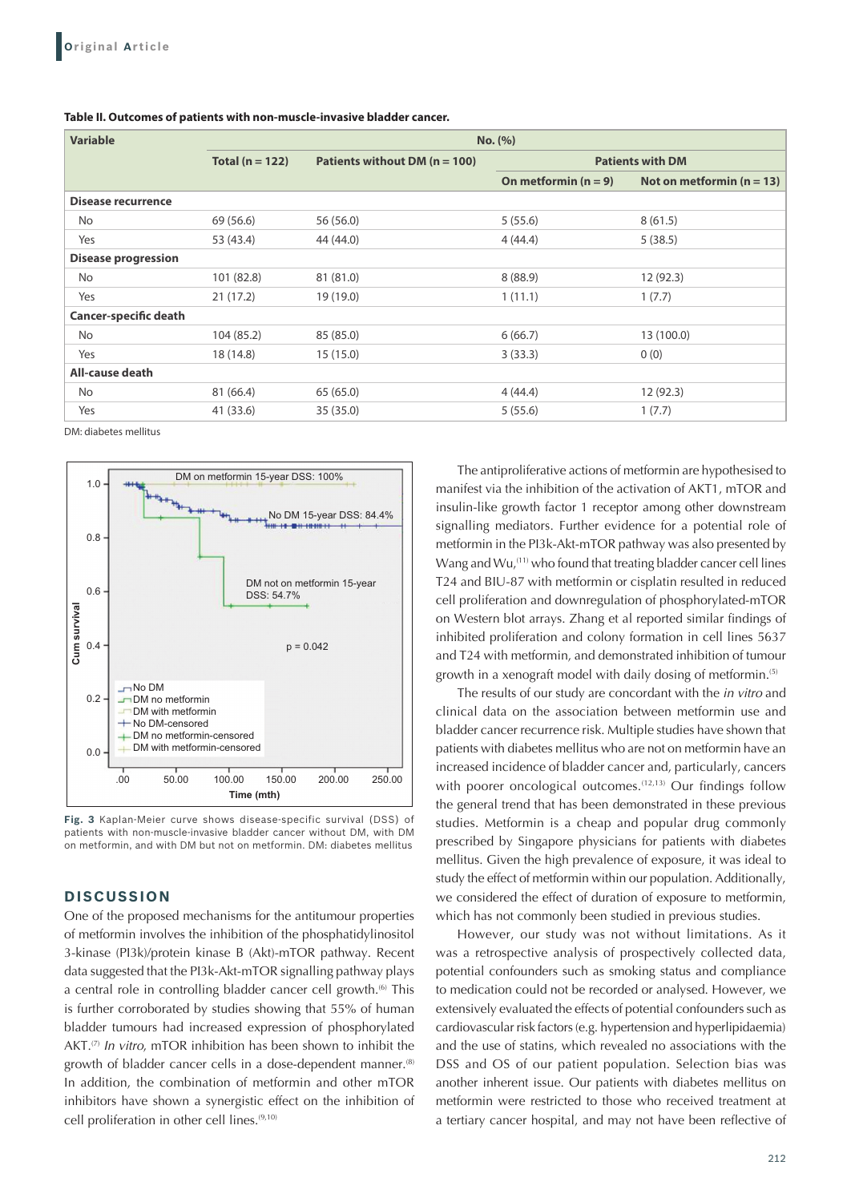**Table II. Outcomes of patients with non-muscle-invasive bladder cancer.**

| Variable | No. (%) | | | |
|---|---|---|---|---|
| | Total (n = 122) | Patients without DM (n = 100) | Patients with DM | |
| | | | On metformin (n = 9) | Not on metformin (n = 13) |
| **Disease recurrence** | | | | |
| No | 69 (56.6) | 56 (56.0) | 5 (55.6) | 8 (61.5) |
| Yes | 53 (43.4) | 44 (44.0) | 4 (44.4) | 5 (38.5) |
| **Disease progression** | | | | |
| No | 101 (82.8) | 81 (81.0) | 8 (88.9) | 12 (92.3) |
| Yes | 21 (17.2) | 19 (19.0) | 1 (11.1) | 1 (7.7) |
| **Cancer-specific death** | | | | |
| No | 104 (85.2) | 85 (85.0) | 6 (66.7) | 13 (100.0) |
| Yes | 18 (14.8) | 15 (15.0) | 3 (33.3) | 0 (0) |
| **All-cause death** | | | | |
| No | 81 (66.4) | 65 (65.0) | 4 (44.4) | 12 (92.3) |
| Yes | 41 (33.6) | 35 (35.0) | 5 (55.6) | 1 (7.7) |

DM: diabetes mellitus

**Fig. 3** Kaplan-Meier curve shows disease-specific survival (DSS) of patients with non-muscle-invasive bladder cancer without DM, with DM on metformin, and with DM but not on metformin. DM: diabetes mellitus

## DISCUSSION

One of the proposed mechanisms for the antitumour properties of metformin involves the inhibition of the phosphatidylinositol 3-kinase (PI3k)/protein kinase B (Akt)-mTOR pathway. Recent data suggested that the PI3k-Akt-mTOR signalling pathway plays a central role in controlling bladder cancer cell growth.[6] This is further corroborated by studies showing that 55% of human bladder tumours had increased expression of phosphorylated AKT.[7] *In vitro*, mTOR inhibition has been shown to inhibit the growth of bladder cancer cells in a dose-dependent manner.[8] In addition, the combination of metformin and other mTOR inhibitors have shown a synergistic effect on the inhibition of cell proliferation in other cell lines.[9,10]

The antiproliferative actions of metformin are hypothesised to manifest via the inhibition of the activation of AKT1, mTOR and insulin-like growth factor 1 receptor among other downstream signalling mediators. Further evidence for a potential role of metformin in the PI3k-Akt-mTOR pathway was also presented by Wang and Wu,[11] who found that treating bladder cancer cell lines T24 and BIU-87 with metformin or cisplatin resulted in reduced cell proliferation and downregulation of phosphorylated-mTOR on Western blot arrays. Zhang et al reported similar findings of inhibited proliferation and colony formation in cell lines 5637 and T24 with metformin, and demonstrated inhibition of tumour growth in a xenograft model with daily dosing of metformin.[5]

The results of our study are concordant with the *in vitro* and clinical data on the association between metformin use and bladder cancer recurrence risk. Multiple studies have shown that patients with diabetes mellitus who are not on metformin have an increased incidence of bladder cancer and, particularly, cancers with poorer oncological outcomes.[12,13] Our findings follow the general trend that has been demonstrated in these previous studies. Metformin is a cheap and popular drug commonly prescribed by Singapore physicians for patients with diabetes mellitus. Given the high prevalence of exposure, it was ideal to study the effect of metformin within our population. Additionally, we considered the effect of duration of exposure to metformin, which has not commonly been studied in previous studies.

However, our study was not without limitations. As it was a retrospective analysis of prospectively collected data, potential confounders such as smoking status and compliance to medication could not be recorded or analysed. However, we extensively evaluated the effects of potential confounders such as cardiovascular risk factors (e.g. hypertension and hyperlipidaemia) and the use of statins, which revealed no associations with the DSS and OS of our patient population. Selection bias was another inherent issue. Our patients with diabetes mellitus on metformin were restricted to those who received treatment at a tertiary cancer hospital, and may not have been reflective of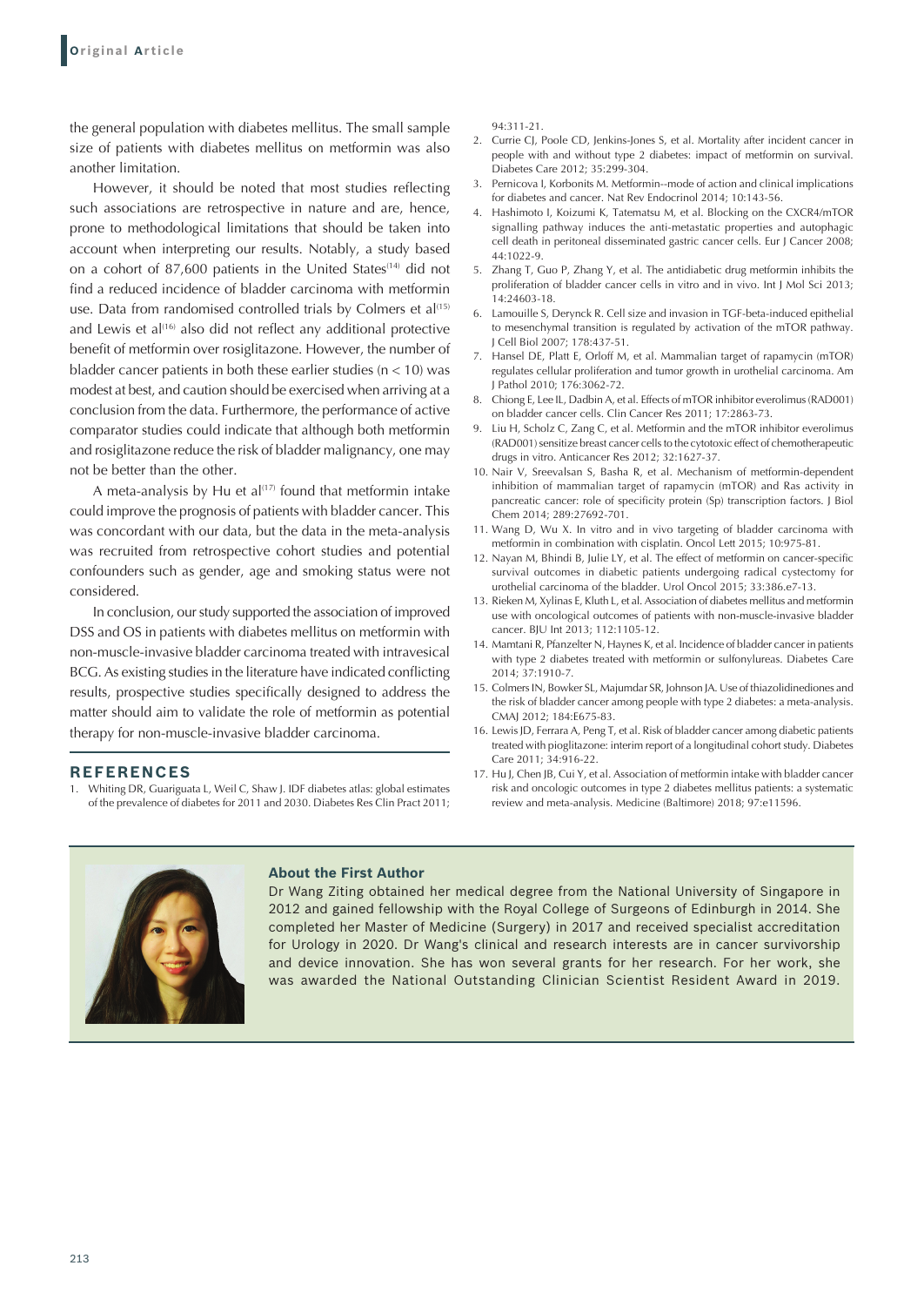the general population with diabetes mellitus. The small sample size of patients with diabetes mellitus on metformin was also another limitation.

However, it should be noted that most studies reflecting such associations are retrospective in nature and are, hence, prone to methodological limitations that should be taken into account when interpreting our results. Notably, a study based on a cohort of 87,600 patients in the United States[14] did not find a reduced incidence of bladder carcinoma with metformin use. Data from randomised controlled trials by Colmers et al[15] and Lewis et al[16] also did not reflect any additional protective benefit of metformin over rosiglitazone. However, the number of bladder cancer patients in both these earlier studies ($n < 10$) was modest at best, and caution should be exercised when arriving at a conclusion from the data. Furthermore, the performance of active comparator studies could indicate that although both metformin and rosiglitazone reduce the risk of bladder malignancy, one may not be better than the other.

A meta-analysis by Hu et al[17] found that metformin intake could improve the prognosis of patients with bladder cancer. This was concordant with our data, but the data in the meta-analysis was recruited from retrospective cohort studies and potential confounders such as gender, age and smoking status were not considered.

In conclusion, our study supported the association of improved DSS and OS in patients with diabetes mellitus on metformin with non-muscle-invasive bladder carcinoma treated with intravesical BCG. As existing studies in the literature have indicated conflicting results, prospective studies specifically designed to address the matter should aim to validate the role of metformin as potential therapy for non-muscle-invasive bladder carcinoma.

## REFERENCES

1. Whiting DR, Guariguata L, Weil C, Shaw J. IDF diabetes atlas: global estimates of the prevalence of diabetes for 2011 and 2030. Diabetes Res Clin Pract 2011; 94:311-21.
2. Currie CJ, Poole CD, Jenkins-Jones S, et al. Mortality after incident cancer in people with and without type 2 diabetes: impact of metformin on survival. Diabetes Care 2012; 35:299-304.
3. Pernicova I, Korbonits M. Metformin--mode of action and clinical implications for diabetes and cancer. Nat Rev Endocrinol 2014; 10:143-56.
4. Hashimoto I, Koizumi K, Tatematsu M, et al. Blocking on the CXCR4/mTOR signalling pathway induces the anti-metastatic properties and autophagic cell death in peritoneal disseminated gastric cancer cells. Eur J Cancer 2008; 44:1022-9.
5. Zhang T, Guo P, Zhang Y, et al. The antidiabetic drug metformin inhibits the proliferation of bladder cancer cells in vitro and in vivo. Int J Mol Sci 2013; 14:24603-18.
6. Lamouille S, Derynck R. Cell size and invasion in TGF-beta-induced epithelial to mesenchymal transition is regulated by activation of the mTOR pathway. J Cell Biol 2007; 178:437-51.
7. Hansel DE, Platt E, Orloff M, et al. Mammalian target of rapamycin (mTOR) regulates cellular proliferation and tumor growth in urothelial carcinoma. Am J Pathol 2010; 176:3062-72.
8. Chiong E, Lee IL, Dadbin A, et al. Effects of mTOR inhibitor everolimus (RAD001) on bladder cancer cells. Clin Cancer Res 2011; 17:2863-73.
9. Liu H, Scholz C, Zang C, et al. Metformin and the mTOR inhibitor everolimus (RAD001) sensitize breast cancer cells to the cytotoxic effect of chemotherapeutic drugs in vitro. Anticancer Res 2012; 32:1627-37.
10. Nair V, Sreevalsan S, Basha R, et al. Mechanism of metformin-dependent inhibition of mammalian target of rapamycin (mTOR) and Ras activity in pancreatic cancer: role of specificity protein (Sp) transcription factors. J Biol Chem 2014; 289:27692-701.
11. Wang D, Wu X. In vitro and in vivo targeting of bladder carcinoma with metformin in combination with cisplatin. Oncol Lett 2015; 10:975-81.
12. Nayan M, Bhindi B, Julie LY, et al. The effect of metformin on cancer-specific survival outcomes in diabetic patients undergoing radical cystectomy for urothelial carcinoma of the bladder. Urol Oncol 2015; 33:386.e7-13.
13. Rieken M, Xylinas E, Kluth L, et al. Association of diabetes mellitus and metformin use with oncological outcomes of patients with non-muscle-invasive bladder cancer. BJU Int 2013; 112:1105-12.
14. Mamtani R, Pfanzelter N, Haynes K, et al. Incidence of bladder cancer in patients with type 2 diabetes treated with metformin or sulfonylureas. Diabetes Care 2014; 37:1910-7.
15. Colmers IN, Bowker SL, Majumdar SR, Johnson JA. Use of thiazolidinediones and the risk of bladder cancer among people with type 2 diabetes: a meta-analysis. CMAJ 2012; 184:E675-83.
16. Lewis JD, Ferrara A, Peng T, et al. Risk of bladder cancer among diabetic patients treated with pioglitazone: interim report of a longitudinal cohort study. Diabetes Care 2011; 34:916-22.
17. Hu J, Chen JB, Cui Y, et al. Association of metformin intake with bladder cancer risk and oncologic outcomes in type 2 diabetes mellitus patients: a systematic review and meta-analysis. Medicine (Baltimore) 2018; 97:e11596.

### About the First Author

Dr Wang Ziting obtained her medical degree from the National University of Singapore in 2012 and gained fellowship with the Royal College of Surgeons of Edinburgh in 2014. She completed her Master of Medicine (Surgery) in 2017 and received specialist accreditation for Urology in 2020. Dr Wang's clinical and research interests are in cancer survivorship and device innovation. She has won several grants for her research. For her work, she was awarded the National Outstanding Clinician Scientist Resident Award in 2019.